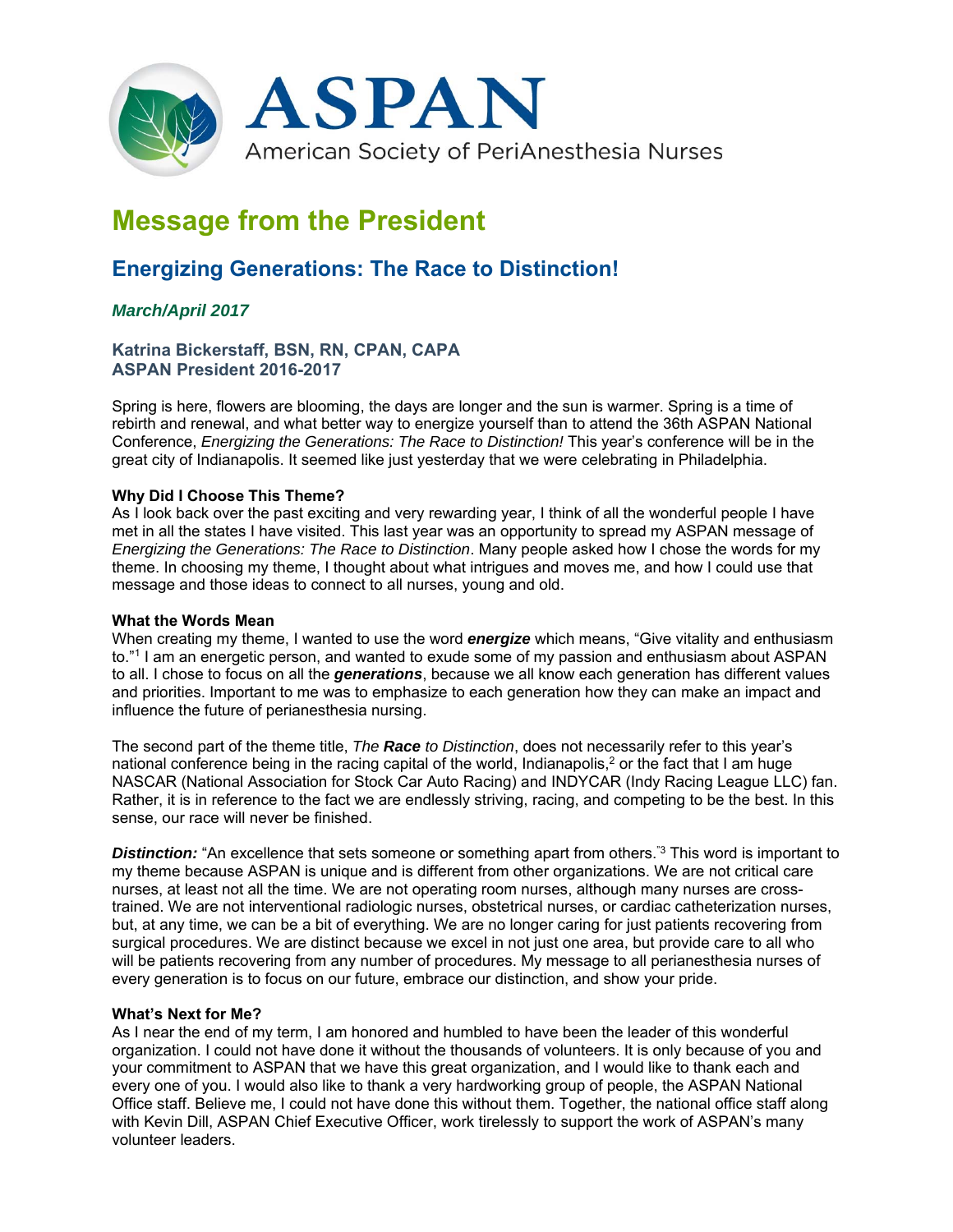ASPAN

American Society of PeriAnesthesia Nurses

# Message from the President

## Energizing Generations: The Race to Distinction!

### *March/April 2017*

**Katrina Bickerstaff, BSN, RN, CPAN, CAPA**
**ASPAN President 2016-2017**

Spring is here, flowers are blooming, the days are longer and the sun is warmer. Spring is a time of rebirth and renewal, and what better way to energize yourself than to attend the 36th ASPAN National Conference, *Energizing the Generations: The Race to Distinction!* This year's conference will be in the great city of Indianapolis. It seemed like just yesterday that we were celebrating in Philadelphia.

**Why Did I Choose This Theme?**

As I look back over the past exciting and very rewarding year, I think of all the wonderful people I have met in all the states I have visited. This last year was an opportunity to spread my ASPAN message of *Energizing the Generations: The Race to Distinction*. Many people asked how I chose the words for my theme. In choosing my theme, I thought about what intrigues and moves me, and how I could use that message and those ideas to connect to all nurses, young and old.

**What the Words Mean**

When creating my theme, I wanted to use the word ***energize*** which means, "Give vitality and enthusiasm to."[1] I am an energetic person, and wanted to exude some of my passion and enthusiasm about ASPAN to all. I chose to focus on all the ***generations***, because we all know each generation has different values and priorities. Important to me was to emphasize to each generation how they can make an impact and influence the future of perianesthesia nursing.

The second part of the theme title, *The **Race** to Distinction*, does not necessarily refer to this year's national conference being in the racing capital of the world, Indianapolis,[2] or the fact that I am huge NASCAR (National Association for Stock Car Auto Racing) and INDYCAR (Indy Racing League LLC) fan. Rather, it is in reference to the fact we are endlessly striving, racing, and competing to be the best. In this sense, our race will never be finished.

***Distinction:*** "An excellence that sets someone or something apart from others."[3] This word is important to my theme because ASPAN is unique and is different from other organizations. We are not critical care nurses, at least not all the time. We are not operating room nurses, although many nurses are cross-trained. We are not interventional radiologic nurses, obstetrical nurses, or cardiac catheterization nurses, but, at any time, we can be a bit of everything. We are no longer caring for just patients recovering from surgical procedures. We are distinct because we excel in not just one area, but provide care to all who will be patients recovering from any number of procedures. My message to all perianesthesia nurses of every generation is to focus on our future, embrace our distinction, and show your pride.

**What's Next for Me?**

As I near the end of my term, I am honored and humbled to have been the leader of this wonderful organization. I could not have done it without the thousands of volunteers. It is only because of you and your commitment to ASPAN that we have this great organization, and I would like to thank each and every one of you. I would also like to thank a very hardworking group of people, the ASPAN National Office staff. Believe me, I could not have done this without them. Together, the national office staff along with Kevin Dill, ASPAN Chief Executive Officer, work tirelessly to support the work of ASPAN's many volunteer leaders.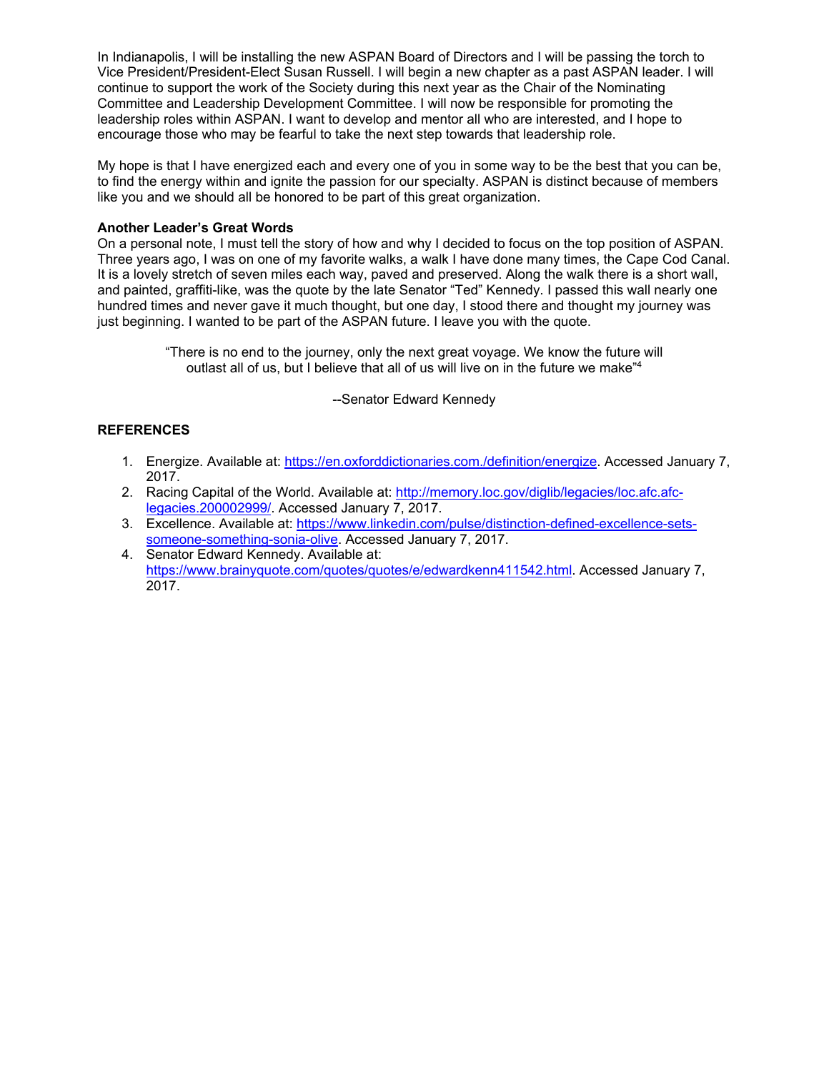In Indianapolis, I will be installing the new ASPAN Board of Directors and I will be passing the torch to Vice President/President-Elect Susan Russell. I will begin a new chapter as a past ASPAN leader. I will continue to support the work of the Society during this next year as the Chair of the Nominating Committee and Leadership Development Committee. I will now be responsible for promoting the leadership roles within ASPAN. I want to develop and mentor all who are interested, and I hope to encourage those who may be fearful to take the next step towards that leadership role.

My hope is that I have energized each and every one of you in some way to be the best that you can be, to find the energy within and ignite the passion for our specialty. ASPAN is distinct because of members like you and we should all be honored to be part of this great organization.

**Another Leader's Great Words**

On a personal note, I must tell the story of how and why I decided to focus on the top position of ASPAN. Three years ago, I was on one of my favorite walks, a walk I have done many times, the Cape Cod Canal. It is a lovely stretch of seven miles each way, paved and preserved. Along the walk there is a short wall, and painted, graffiti-like, was the quote by the late Senator "Ted" Kennedy. I passed this wall nearly one hundred times and never gave it much thought, but one day, I stood there and thought my journey was just beginning. I wanted to be part of the ASPAN future. I leave you with the quote.

> "There is no end to the journey, only the next great voyage. We know the future will outlast all of us, but I believe that all of us will live on in the future we make"[4]
>
> --Senator Edward Kennedy

**REFERENCES**

1. Energize. Available at: https://en.oxforddictionaries.com./definition/energize. Accessed January 7, 2017.
2. Racing Capital of the World. Available at: http://memory.loc.gov/diglib/legacies/loc.afc.afc-legacies.200002999/. Accessed January 7, 2017.
3. Excellence. Available at: https://www.linkedin.com/pulse/distinction-defined-excellence-sets-someone-something-sonia-olive. Accessed January 7, 2017.
4. Senator Edward Kennedy. Available at: https://www.brainyquote.com/quotes/quotes/e/edwardkenn411542.html. Accessed January 7, 2017.